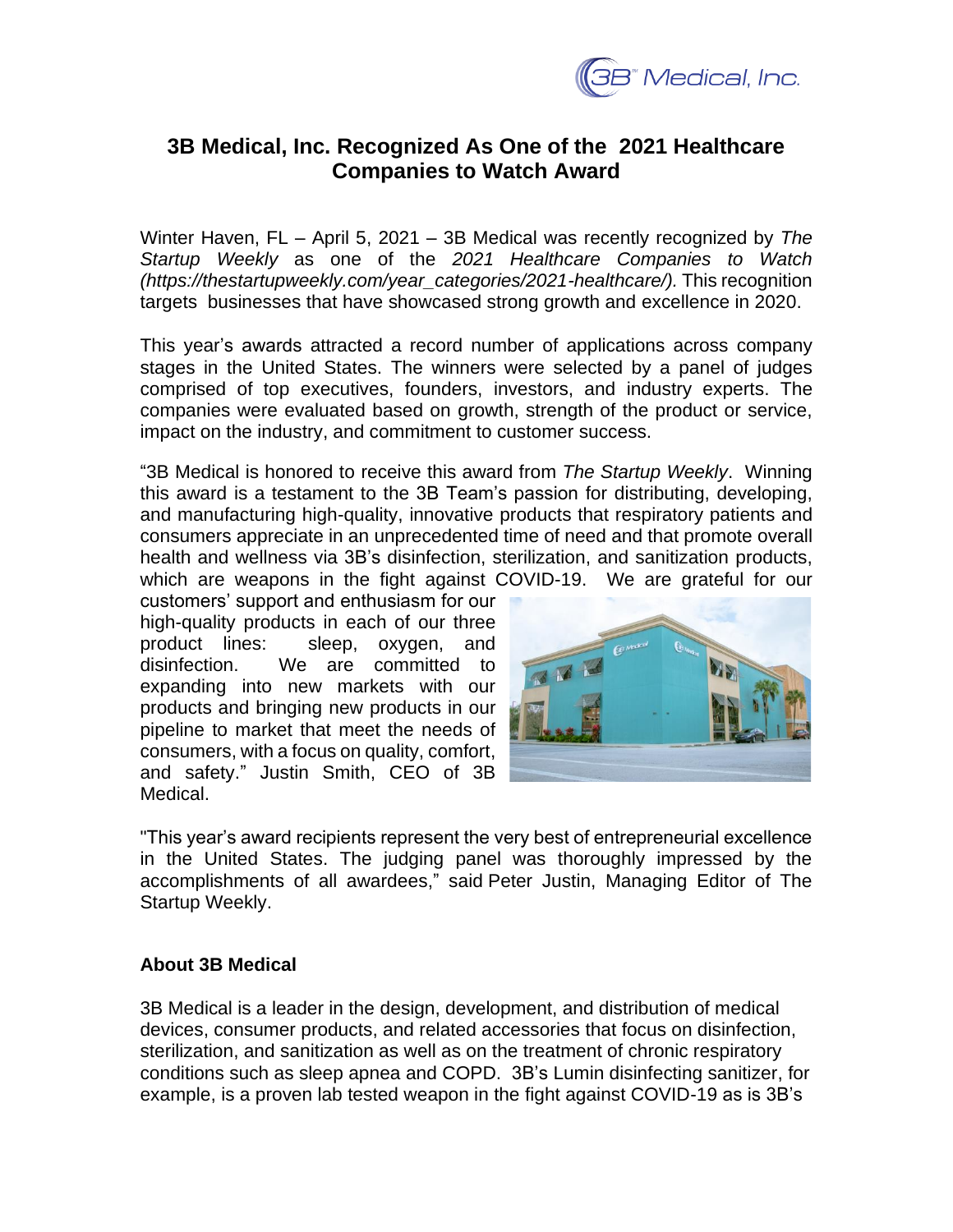# 3B Medical, Inc. Recognized As One of the 2021 Healthcare Companies to Watch Award

Winter Haven, FL – April 5, 2021 – 3B Medical was recently recognized by *The Startup Weekly* as one of the *2021 Healthcare Companies to Watch (https://thestartupweekly.com/year_categories/2021-healthcare/).* This recognition targets businesses that have showcased strong growth and excellence in 2020.

This year's awards attracted a record number of applications across company stages in the United States. The winners were selected by a panel of judges comprised of top executives, founders, investors, and industry experts. The companies were evaluated based on growth, strength of the product or service, impact on the industry, and commitment to customer success.

"3B Medical is honored to receive this award from *The Startup Weekly*. Winning this award is a testament to the 3B Team's passion for distributing, developing, and manufacturing high-quality, innovative products that respiratory patients and consumers appreciate in an unprecedented time of need and that promote overall health and wellness via 3B's disinfection, sterilization, and sanitization products, which are weapons in the fight against COVID-19. We are grateful for our customers' support and enthusiasm for our high-quality products in each of our three product lines: sleep, oxygen, and disinfection. We are committed to expanding into new markets with our products and bringing new products in our pipeline to market that meet the needs of consumers, with a focus on quality, comfort, and safety." Justin Smith, CEO of 3B Medical.

"This year's award recipients represent the very best of entrepreneurial excellence in the United States. The judging panel was thoroughly impressed by the accomplishments of all awardees," said Peter Justin, Managing Editor of The Startup Weekly.

### About 3B Medical

3B Medical is a leader in the design, development, and distribution of medical devices, consumer products, and related accessories that focus on disinfection, sterilization, and sanitization as well as on the treatment of chronic respiratory conditions such as sleep apnea and COPD. 3B's Lumin disinfecting sanitizer, for example, is a proven lab tested weapon in the fight against COVID-19 as is 3B's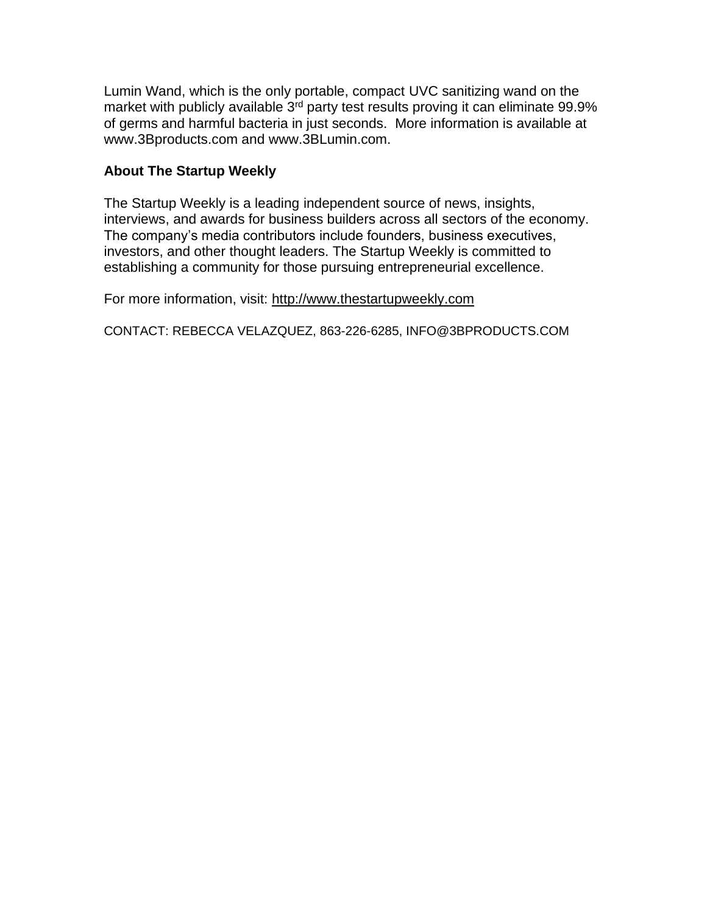Lumin Wand, which is the only portable, compact UVC sanitizing wand on the market with publicly available 3rd party test results proving it can eliminate 99.9% of germs and harmful bacteria in just seconds. More information is available at www.3Bproducts.com and www.3BLumin.com.

**About The Startup Weekly**

The Startup Weekly is a leading independent source of news, insights, interviews, and awards for business builders across all sectors of the economy. The company's media contributors include founders, business executives, investors, and other thought leaders. The Startup Weekly is committed to establishing a community for those pursuing entrepreneurial excellence.

For more information, visit: http://www.thestartupweekly.com

CONTACT: REBECCA VELAZQUEZ, 863-226-6285, INFO@3BPRODUCTS.COM